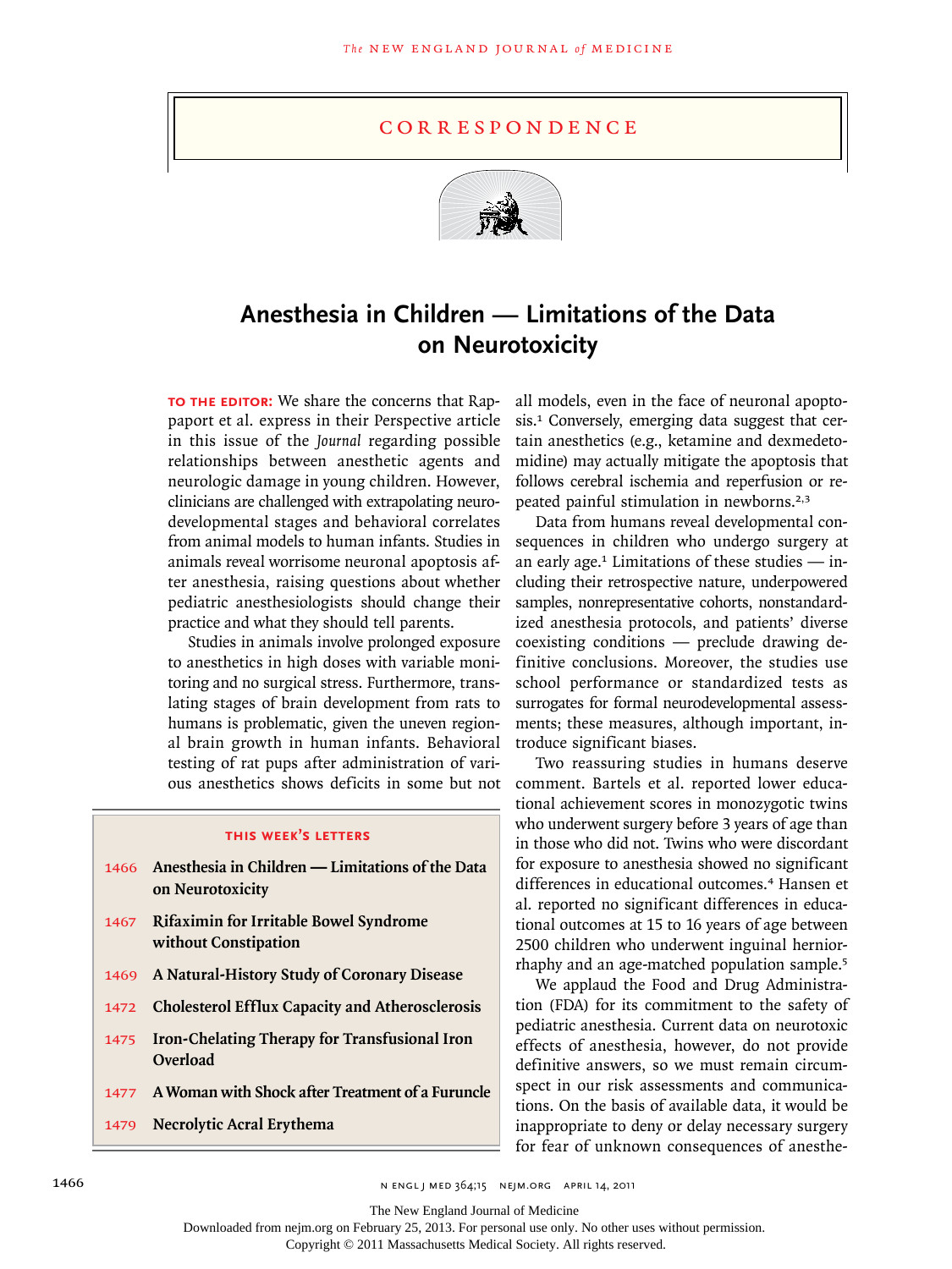## CORRESPONDENCE

# Anesthesia in Children — Limitations of the Data on Neurotoxicity

**TO THE EDITOR:** We share the concerns that Rappaport et al. express in their Perspective article in this issue of the *Journal* regarding possible relationships between anesthetic agents and neurologic damage in young children. However, clinicians are challenged with extrapolating neurodevelopmental stages and behavioral correlates from animal models to human infants. Studies in animals reveal worrisome neuronal apoptosis after anesthesia, raising questions about whether pediatric anesthesiologists should change their practice and what they should tell parents.

Studies in animals involve prolonged exposure to anesthetics in high doses with variable monitoring and no surgical stress. Furthermore, translating stages of brain development from rats to humans is problematic, given the uneven regional brain growth in human infants. Behavioral testing of rat pups after administration of various anesthetics shows deficits in some but not all models, even in the face of neuronal apoptosis.[1] Conversely, emerging data suggest that certain anesthetics (e.g., ketamine and dexmedetomidine) may actually mitigate the apoptosis that follows cerebral ischemia and reperfusion or repeated painful stimulation in newborns.[2,3]

Data from humans reveal developmental consequences in children who undergo surgery at an early age.[1] Limitations of these studies — including their retrospective nature, underpowered samples, nonrepresentative cohorts, nonstandardized anesthesia protocols, and patients' diverse coexisting conditions — preclude drawing definitive conclusions. Moreover, the studies use school performance or standardized tests as surrogates for formal neurodevelopmental assessments; these measures, although important, introduce significant biases.

Two reassuring studies in humans deserve comment. Bartels et al. reported lower educational achievement scores in monozygotic twins who underwent surgery before 3 years of age than in those who did not. Twins who were discordant for exposure to anesthesia showed no significant differences in educational outcomes.[4] Hansen et al. reported no significant differences in educational outcomes at 15 to 16 years of age between 2500 children who underwent inguinal herniorrhaphy and an age-matched population sample.[5]

We applaud the Food and Drug Administration (FDA) for its commitment to the safety of pediatric anesthesia. Current data on neurotoxic effects of anesthesia, however, do not provide definitive answers, so we must remain circumspect in our risk assessments and communications. On the basis of available data, it would be inappropriate to deny or delay necessary surgery for fear of unknown consequences of anesthe-

### THIS WEEK'S LETTERS

- 1466 Anesthesia in Children — Limitations of the Data on Neurotoxicity
- 1467 Rifaximin for Irritable Bowel Syndrome without Constipation
- 1469 A Natural-History Study of Coronary Disease
- 1472 Cholesterol Efflux Capacity and Atherosclerosis
- 1475 Iron-Chelating Therapy for Transfusional Iron Overload
- 1477 A Woman with Shock after Treatment of a Furuncle
- 1479 Necrolytic Acral Erythema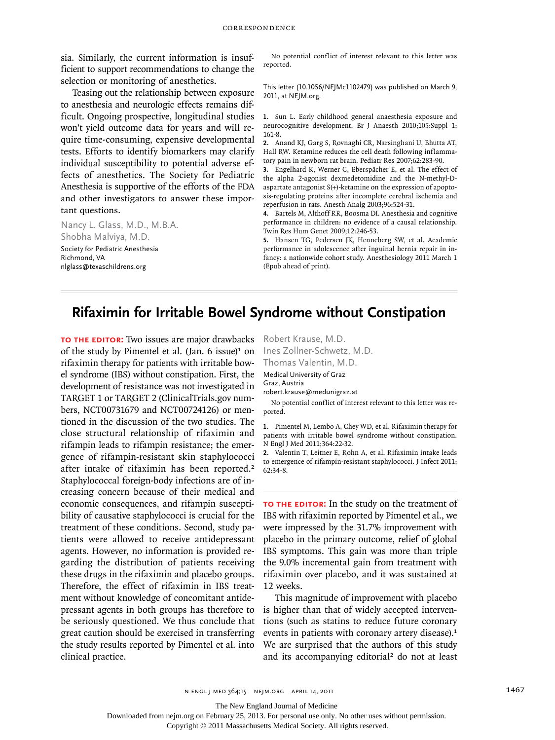sia. Similarly, the current information is insufficient to support recommendations to change the selection or monitoring of anesthetics.

Teasing out the relationship between exposure to anesthesia and neurologic effects remains difficult. Ongoing prospective, longitudinal studies won't yield outcome data for years and will require time-consuming, expensive developmental tests. Efforts to identify biomarkers may clarify individual susceptibility to potential adverse effects of anesthetics. The Society for Pediatric Anesthesia is supportive of the efforts of the FDA and other investigators to answer these important questions.

Nancy L. Glass, M.D., M.B.A.
Shobha Malviya, M.D.
Society for Pediatric Anesthesia
Richmond, VA
nlglass@texaschildrens.org

No potential conflict of interest relevant to this letter was reported.

This letter (10.1056/NEJMc1102479) was published on March 9, 2011, at NEJM.org.

1. Sun L. Early childhood general anaesthesia exposure and neurocognitive development. Br J Anaesth 2010;105:Suppl 1:161-8.
2. Anand KJ, Garg S, Rovnaghi CR, Narsinghani U, Bhutta AT, Hall RW. Ketamine reduces the cell death following inflammatory pain in newborn rat brain. Pediatr Res 2007;62:283-90.
3. Engelhard K, Werner C, Eberspächer E, et al. The effect of the alpha 2-agonist dexmedetomidine and the N-methyl-D-aspartate antagonist S(+)-ketamine on the expression of apoptosis-regulating proteins after incomplete cerebral ischemia and reperfusion in rats. Anesth Analg 2003;96:524-31.
4. Bartels M, Althoff RR, Boomsma DI. Anesthesia and cognitive performance in children: no evidence of a causal relationship. Twin Res Hum Genet 2009;12:246-53.
5. Hansen TG, Pedersen JK, Henneberg SW, et al. Academic performance in adolescence after inguinal hernia repair in infancy: a nationwide cohort study. Anesthesiology 2011 March 1 (Epub ahead of print).

# Rifaximin for Irritable Bowel Syndrome without Constipation

**TO THE EDITOR:** Two issues are major drawbacks of the study by Pimentel et al. (Jan. 6 issue)[1] on rifaximin therapy for patients with irritable bowel syndrome (IBS) without constipation. First, the development of resistance was not investigated in TARGET 1 or TARGET 2 (ClinicalTrials.gov numbers, NCT00731679 and NCT00724126) or mentioned in the discussion of the two studies. The close structural relationship of rifaximin and rifampin leads to rifampin resistance; the emergence of rifampin-resistant skin staphylococci after intake of rifaximin has been reported.[2] Staphylococcal foreign-body infections are of increasing concern because of their medical and economic consequences, and rifampin susceptibility of causative staphylococci is crucial for the treatment of these conditions. Second, study patients were allowed to receive antidepressant agents. However, no information is provided regarding the distribution of patients receiving these drugs in the rifaximin and placebo groups. Therefore, the effect of rifaximin in IBS treatment without knowledge of concomitant antidepressant agents in both groups has therefore to be seriously questioned. We thus conclude that great caution should be exercised in transferring the study results reported by Pimentel et al. into clinical practice.

Robert Krause, M.D.
Ines Zollner-Schwetz, M.D.
Thomas Valentin, M.D.
Medical University of Graz
Graz, Austria
robert.krause@medunigraz.at

No potential conflict of interest relevant to this letter was reported.

1. Pimentel M, Lembo A, Chey WD, et al. Rifaximin therapy for patients with irritable bowel syndrome without constipation. N Engl J Med 2011;364:22-32.
2. Valentin T, Leitner E, Rohn A, et al. Rifaximin intake leads to emergence of rifampin-resistant staphylococci. J Infect 2011;62:34-8.

**TO THE EDITOR:** In the study on the treatment of IBS with rifaximin reported by Pimentel et al., we were impressed by the 31.7% improvement with placebo in the primary outcome, relief of global IBS symptoms. This gain was more than triple the 9.0% incremental gain from treatment with rifaximin over placebo, and it was sustained at 12 weeks.

This magnitude of improvement with placebo is higher than that of widely accepted interventions (such as statins to reduce future coronary events in patients with coronary artery disease).[1] We are surprised that the authors of this study and its accompanying editorial[2] do not at least